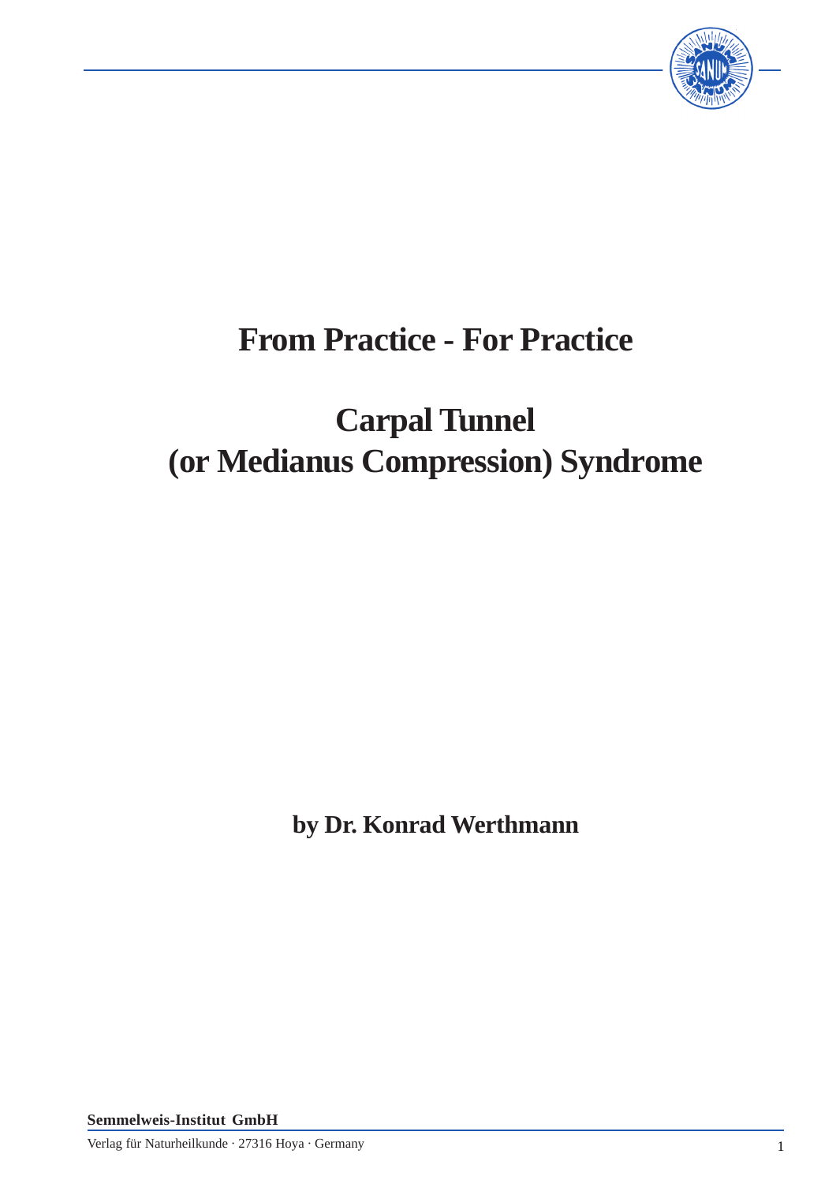# From Practice - For Practice

# Carpal Tunnel (or Medianus Compression) Syndrome

**by Dr. Konrad Werthmann**

**Semmelweis-Institut GmbH**

Verlag für Naturheilkunde · 27316 Hoya · Germany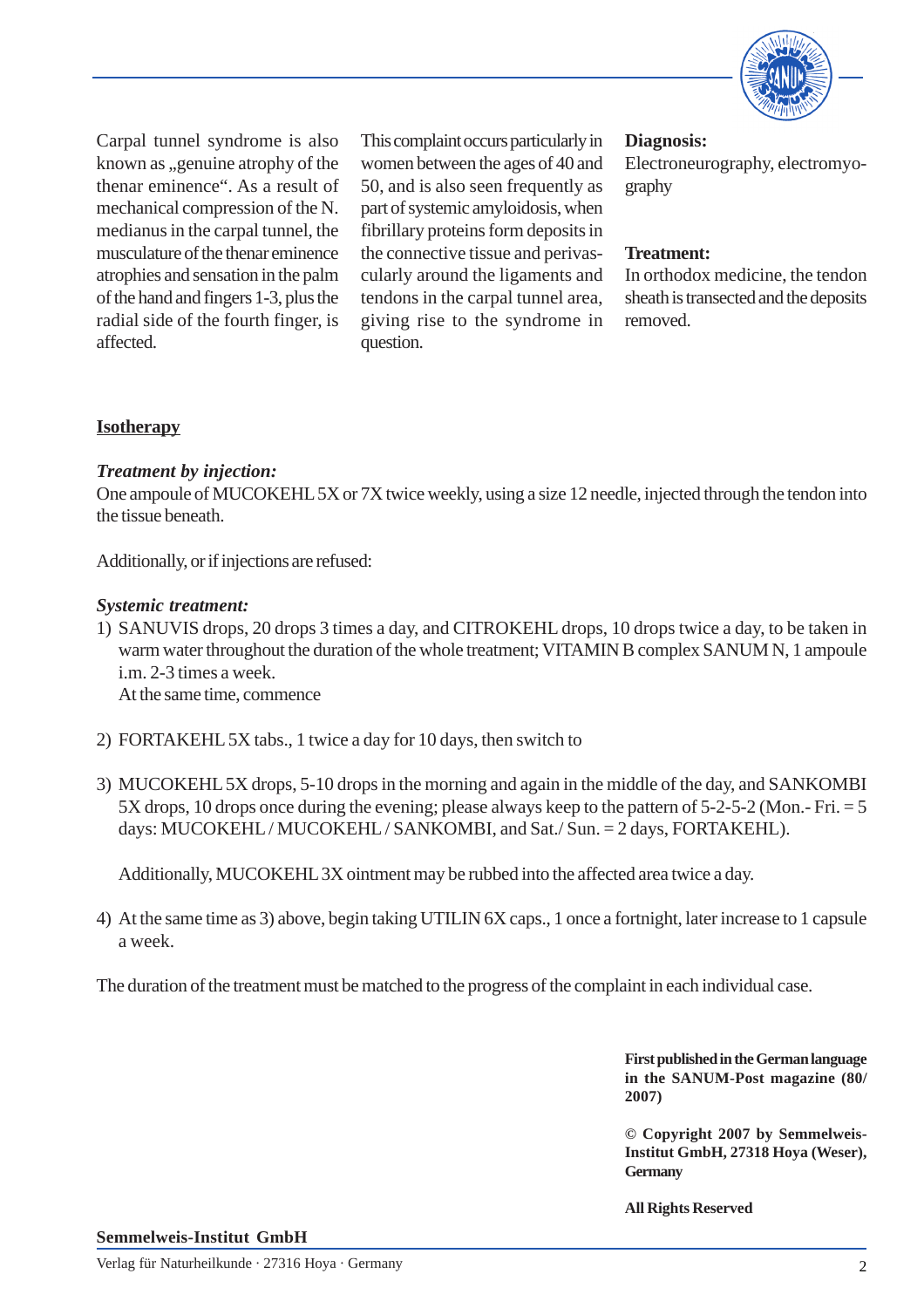Carpal tunnel syndrome is also known as „genuine atrophy of the thenar eminence“. As a result of mechanical compression of the N. medianus in the carpal tunnel, the musculature of the thenar eminence atrophies and sensation in the palm of the hand and fingers 1-3, plus the radial side of the fourth finger, is affected.

This complaint occurs particularly in women between the ages of 40 and 50, and is also seen frequently as part of systemic amyloidosis, when fibrillary proteins form deposits in the connective tissue and perivascularly around the ligaments and tendons in the carpal tunnel area, giving rise to the syndrome in question.

**Diagnosis:**
Electroneurography, electromyography

**Treatment:**
In orthodox medicine, the tendon sheath is transected and the deposits removed.

## <u>Isotherapy</u>

***Treatment by injection:***
One ampoule of MUCOKEHL 5X or 7X twice weekly, using a size 12 needle, injected through the tendon into the tissue beneath.

Additionally, or if injections are refused:

***Systemic treatment:***

1) SANUVIS drops, 20 drops 3 times a day, and CITROKEHL drops, 10 drops twice a day, to be taken in warm water throughout the duration of the whole treatment; VITAMIN B complex SANUM N, 1 ampoule i.m. 2-3 times a week.
   At the same time, commence

2) FORTAKEHL 5X tabs., 1 twice a day for 10 days, then switch to

3) MUCOKEHL 5X drops, 5-10 drops in the morning and again in the middle of the day, and SANKOMBI 5X drops, 10 drops once during the evening; please always keep to the pattern of 5-2-5-2 (Mon.- Fri. = 5 days: MUCOKEHL / MUCOKEHL / SANKOMBI, and Sat./ Sun. = 2 days, FORTAKEHL).

   Additionally, MUCOKEHL 3X ointment may be rubbed into the affected area twice a day.

4) At the same time as 3) above, begin taking UTILIN 6X caps., 1 once a fortnight, later increase to 1 capsule a week.

The duration of the treatment must be matched to the progress of the complaint in each individual case.

**First published in the German language in the SANUM-Post magazine (80/ 2007)**

**© Copyright 2007 by Semmelweis-Institut GmbH, 27318 Hoya (Weser), Germany**

**All Rights Reserved**

**Semmelweis-Institut GmbH**
Verlag für Naturheilkunde · 27316 Hoya · Germany